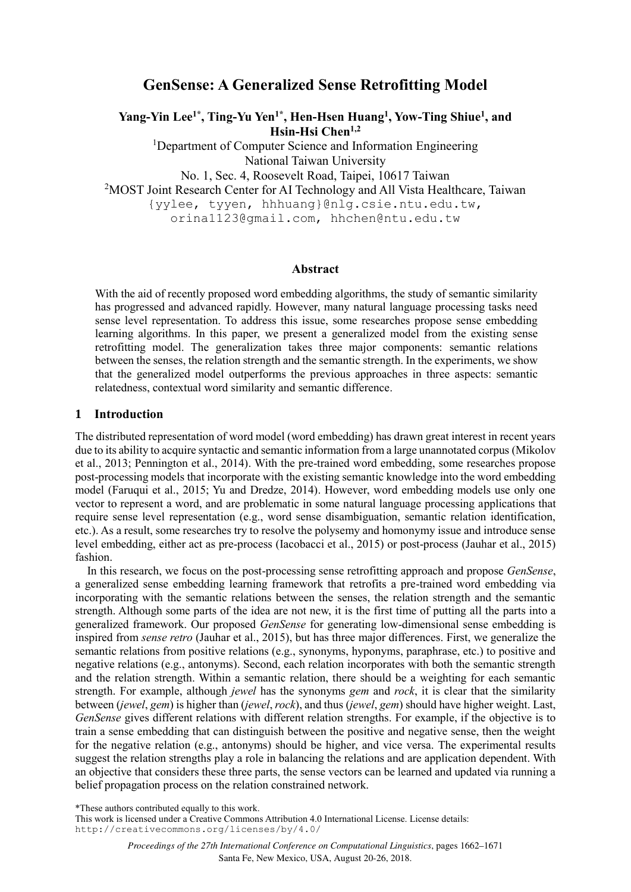# GenSense: A Generalized Sense Retrofitting Model

**Yang-Yin Lee[1*], Ting-Yu Yen[1*], Hen-Hsen Huang[1], Yow-Ting Shiue[1], and Hsin-Hsi Chen[1,2]**

[1]Department of Computer Science and Information Engineering
National Taiwan University
No. 1, Sec. 4, Roosevelt Road, Taipei, 10617 Taiwan

[2]MOST Joint Research Center for AI Technology and All Vista Healthcare, Taiwan

{yylee, tyyen, hhhuang}@nlg.csie.ntu.edu.tw,
orina1123@gmail.com, hhchen@ntu.edu.tw

## Abstract

With the aid of recently proposed word embedding algorithms, the study of semantic similarity has progressed and advanced rapidly. However, many natural language processing tasks need sense level representation. To address this issue, some researches propose sense embedding learning algorithms. In this paper, we present a generalized model from the existing sense retrofitting model. The generalization takes three major components: semantic relations between the senses, the relation strength and the semantic strength. In the experiments, we show that the generalized model outperforms the previous approaches in three aspects: semantic relatedness, contextual word similarity and semantic difference.

## 1 Introduction

The distributed representation of word model (word embedding) has drawn great interest in recent years due to its ability to acquire syntactic and semantic information from a large unannotated corpus (Mikolov et al., 2013; Pennington et al., 2014). With the pre-trained word embedding, some researches propose post-processing models that incorporate with the existing semantic knowledge into the word embedding model (Faruqui et al., 2015; Yu and Dredze, 2014). However, word embedding models use only one vector to represent a word, and are problematic in some natural language processing applications that require sense level representation (e.g., word sense disambiguation, semantic relation identification, etc.). As a result, some researches try to resolve the polysemy and homonymy issue and introduce sense level embedding, either act as pre-process (Iacobacci et al., 2015) or post-process (Jauhar et al., 2015) fashion.

In this research, we focus on the post-processing sense retrofitting approach and propose *GenSense*, a generalized sense embedding learning framework that retrofits a pre-trained word embedding via incorporating with the semantic relations between the senses, the relation strength and the semantic strength. Although some parts of the idea are not new, it is the first time of putting all the parts into a generalized framework. Our proposed *GenSense* for generating low-dimensional sense embedding is inspired from *sense retro* (Jauhar et al., 2015), but has three major differences. First, we generalize the semantic relations from positive relations (e.g., synonyms, hyponyms, paraphrase, etc.) to positive and negative relations (e.g., antonyms). Second, each relation incorporates with both the semantic strength and the relation strength. Within a semantic relation, there should be a weighting for each semantic strength. For example, although *jewel* has the synonyms *gem* and *rock*, it is clear that the similarity between (*jewel*, *gem*) is higher than (*jewel*, *rock*), and thus (*jewel*, *gem*) should have higher weight. Last, *GenSense* gives different relations with different relation strengths. For example, if the objective is to train a sense embedding that can distinguish between the positive and negative sense, then the weight for the negative relation (e.g., antonyms) should be higher, and vice versa. The experimental results suggest the relation strengths play a role in balancing the relations and are application dependent. With an objective that considers these three parts, the sense vectors can be learned and updated via running a belief propagation process on the relation constrained network.

*These authors contributed equally to this work.

This work is licensed under a Creative Commons Attribution 4.0 International License. License details: http://creativecommons.org/licenses/by/4.0/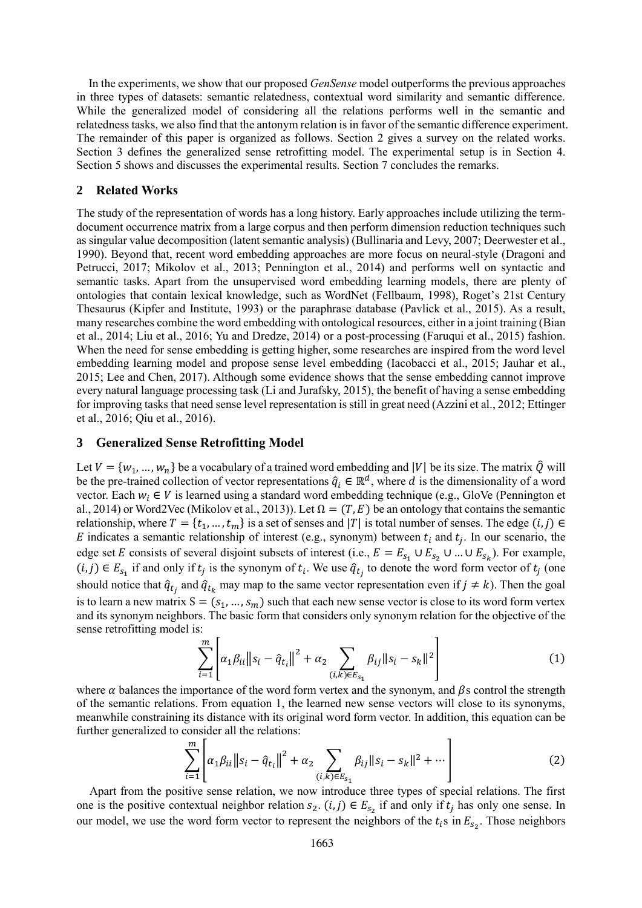In the experiments, we show that our proposed *GenSense* model outperforms the previous approaches in three types of datasets: semantic relatedness, contextual word similarity and semantic difference. While the generalized model of considering all the relations performs well in the semantic and relatedness tasks, we also find that the antonym relation is in favor of the semantic difference experiment. The remainder of this paper is organized as follows. Section 2 gives a survey on the related works. Section 3 defines the generalized sense retrofitting model. The experimental setup is in Section 4. Section 5 shows and discusses the experimental results. Section 7 concludes the remarks.

## 2 Related Works

The study of the representation of words has a long history. Early approaches include utilizing the term-document occurrence matrix from a large corpus and then perform dimension reduction techniques such as singular value decomposition (latent semantic analysis) (Bullinaria and Levy, 2007; Deerwester et al., 1990). Beyond that, recent word embedding approaches are more focus on neural-style (Dragoni and Petrucci, 2017; Mikolov et al., 2013; Pennington et al., 2014) and performs well on syntactic and semantic tasks. Apart from the unsupervised word embedding learning models, there are plenty of ontologies that contain lexical knowledge, such as WordNet (Fellbaum, 1998), Roget's 21st Century Thesaurus (Kipfer and Institute, 1993) or the paraphrase database (Pavlick et al., 2015). As a result, many researches combine the word embedding with ontological resources, either in a joint training (Bian et al., 2014; Liu et al., 2016; Yu and Dredze, 2014) or a post-processing (Faruqui et al., 2015) fashion. When the need for sense embedding is getting higher, some researches are inspired from the word level embedding learning model and propose sense level embedding (Iacobacci et al., 2015; Jauhar et al., 2015; Lee and Chen, 2017). Although some evidence shows that the sense embedding cannot improve every natural language processing task (Li and Jurafsky, 2015), the benefit of having a sense embedding for improving tasks that need sense level representation is still in great need (Azzini et al., 2012; Ettinger et al., 2016; Qiu et al., 2016).

## 3 Generalized Sense Retrofitting Model

Let $V = \{w_1, \dots, w_n\}$ be a vocabulary of a trained word embedding and $|V|$ be its size. The matrix $\hat{Q}$ will be the pre-trained collection of vector representations $\hat{q}_i \in \mathbb{R}^d$, where $d$ is the dimensionality of a word vector. Each $w_i \in V$ is learned using a standard word embedding technique (e.g., GloVe (Pennington et al., 2014) or Word2Vec (Mikolov et al., 2013)). Let $\Omega = (T, E)$ be an ontology that contains the semantic relationship, where $T = \{t_1, \dots, t_m\}$ is a set of senses and $|T|$ is total number of senses. The edge $(i, j) \in E$ indicates a semantic relationship of interest (e.g., synonym) between $t_i$ and $t_j$. In our scenario, the edge set $E$ consists of several disjoint subsets of interest (i.e., $E = E_{s_1} \cup E_{s_2} \cup \dots \cup E_{s_k}$). For example, $(i, j) \in E_{s_1}$ if and only if $t_j$ is the synonym of $t_i$. We use $\hat{q}_{t_j}$ to denote the word form vector of $t_j$ (one should notice that $\hat{q}_{t_j}$ and $\hat{q}_{t_k}$ may map to the same vector representation even if $j \neq k$). Then the goal is to learn a new matrix $S = (s_1, \dots, s_m)$ such that each new sense vector is close to its word form vertex and its synonym neighbors. The basic form that considers only synonym relation for the objective of the sense retrofitting model is:

$$\sum_{i=1}^{m} \left[ \alpha_1 \beta_{ii} \left\| s_i - \hat{q}_{t_i} \right\|^2 + \alpha_2 \sum_{(i,k) \in E_{s_1}} \beta_{ij} \| s_i - s_k \|^2 \right] \tag{1}$$

where $\alpha$ balances the importance of the word form vertex and the synonym, and $\beta$s control the strength of the semantic relations. From equation 1, the learned new sense vectors will close to its synonyms, meanwhile constraining its distance with its original word form vector. In addition, this equation can be further generalized to consider all the relations:

$$\sum_{i=1}^{m} \left[ \alpha_1 \beta_{ii} \left\| s_i - \hat{q}_{t_i} \right\|^2 + \alpha_2 \sum_{(i,k) \in E_{s_1}} \beta_{ij} \| s_i - s_k \|^2 + \cdots \right] \tag{2}$$

Apart from the positive sense relation, we now introduce three types of special relations. The first one is the positive contextual neighbor relation $s_2$. $(i, j) \in E_{s_2}$ if and only if $t_j$ has only one sense. In our model, we use the word form vector to represent the neighbors of the $t_i$s in $E_{s_2}$. Those neighbors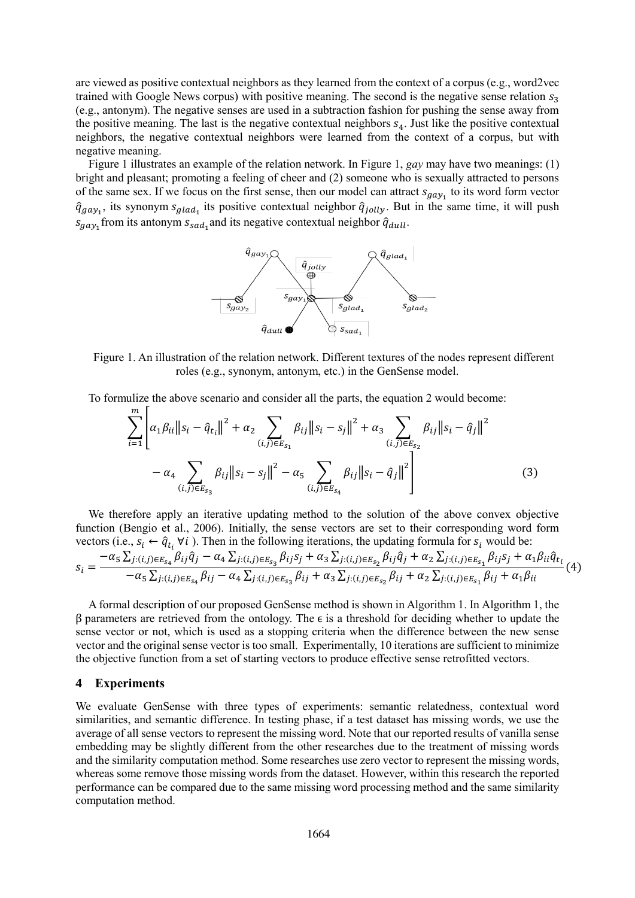are viewed as positive contextual neighbors as they learned from the context of a corpus (e.g., word2vec trained with Google News corpus) with positive meaning. The second is the negative sense relation $s_3$ (e.g., antonym). The negative senses are used in a subtraction fashion for pushing the sense away from the positive meaning. The last is the negative contextual neighbors $s_4$. Just like the positive contextual neighbors, the negative contextual neighbors were learned from the context of a corpus, but with negative meaning.

Figure 1 illustrates an example of the relation network. In Figure 1, *gay* may have two meanings: (1) bright and pleasant; promoting a feeling of cheer and (2) someone who is sexually attracted to persons of the same sex. If we focus on the first sense, then our model can attract $s_{gay_1}$ to its word form vector $\hat{q}_{gay_1}$, its synonym $s_{glad_1}$ its positive contextual neighbor $\hat{q}_{jolly}$. But in the same time, it will push $s_{gay_1}$ from its antonym $s_{sad_1}$ and its negative contextual neighbor $\hat{q}_{dull}$.

Figure 1. An illustration of the relation network. Different textures of the nodes represent different roles (e.g., synonym, antonym, etc.) in the GenSense model.

To formulize the above scenario and consider all the parts, the equation 2 would become:

$$\sum_{i=1}^{m}\left[\alpha_1\beta_{ii}\left\|s_i-\hat{q}_{t_i}\right\|^2+\alpha_2\sum_{(i,j)\in E_{s_1}}\beta_{ij}\left\|s_i-s_j\right\|^2+\alpha_3\sum_{(i,j)\in E_{s_2}}\beta_{ij}\left\|s_i-\hat{q}_j\right\|^2-\alpha_4\sum_{(i,j)\in E_{s_3}}\beta_{ij}\left\|s_i-s_j\right\|^2-\alpha_5\sum_{(i,j)\in E_{s_4}}\beta_{ij}\left\|s_i-\hat{q}_j\right\|^2\right] \tag{3}$$

We therefore apply an iterative updating method to the solution of the above convex objective function (Bengio et al., 2006). Initially, the sense vectors are set to their corresponding word form vectors (i.e., $s_i \leftarrow \hat{q}_{t_i}\ \forall i$ ). Then in the following iterations, the updating formula for $s_i$ would be:

$$s_i=\frac{-\alpha_5\sum_{j:(i,j)\in E_{s_4}}\beta_{ij}\hat{q}_j-\alpha_4\sum_{j:(i,j)\in E_{s_3}}\beta_{ij}s_j+\alpha_3\sum_{j:(i,j)\in E_{s_2}}\beta_{ij}\hat{q}_j+\alpha_2\sum_{j:(i,j)\in E_{s_1}}\beta_{ij}s_j+\alpha_1\beta_{ii}\hat{q}_{t_i}}{-\alpha_5\sum_{j:(i,j)\in E_{s_4}}\beta_{ij}-\alpha_4\sum_{j:(i,j)\in E_{s_3}}\beta_{ij}+\alpha_3\sum_{j:(i,j)\in E_{s_2}}\beta_{ij}+\alpha_2\sum_{j:(i,j)\in E_{s_1}}\beta_{ij}+\alpha_1\beta_{ii}} \tag{4}$$

A formal description of our proposed GenSense method is shown in Algorithm 1. In Algorithm 1, the β parameters are retrieved from the ontology. The ϵ is a threshold for deciding whether to update the sense vector or not, which is used as a stopping criteria when the difference between the new sense vector and the original sense vector is too small. Experimentally, 10 iterations are sufficient to minimize the objective function from a set of starting vectors to produce effective sense retrofitted vectors.

## 4 Experiments

We evaluate GenSense with three types of experiments: semantic relatedness, contextual word similarities, and semantic difference. In testing phase, if a test dataset has missing words, we use the average of all sense vectors to represent the missing word. Note that our reported results of vanilla sense embedding may be slightly different from the other researches due to the treatment of missing words and the similarity computation method. Some researches use zero vector to represent the missing words, whereas some remove those missing words from the dataset. However, within this research the reported performance can be compared due to the same missing word processing method and the same similarity computation method.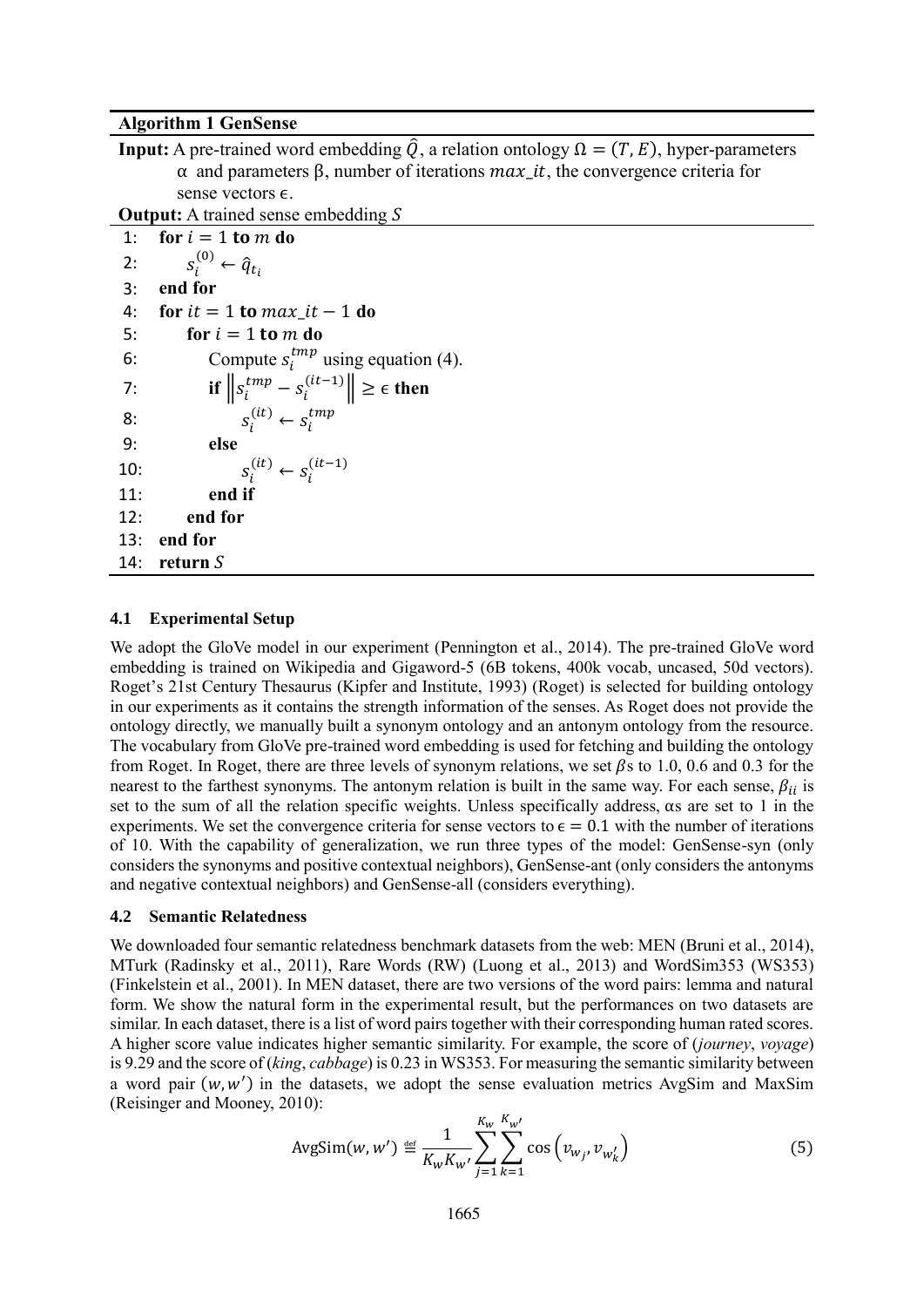**Algorithm 1 GenSense**

**Input:** A pre-trained word embedding $\hat{Q}$, a relation ontology $\Omega = (T, E)$, hyper-parameters α and parameters β, number of iterations $max\_it$, the convergence criteria for sense vectors ϵ.

**Output:** A trained sense embedding $S$

```
1:  for i = 1 to m do
2:      s_i^(0) ← q̂_{t_i}
3:  end for
4:  for it = 1 to max_it − 1 do
5:      for i = 1 to m do
6:          Compute s_i^tmp using equation (4).
7:          if ||s_i^tmp − s_i^(it−1)|| ≥ ϵ then
8:              s_i^(it) ← s_i^tmp
9:          else
10:             s_i^(it) ← s_i^(it−1)
11:         end if
12:     end for
13: end for
14: return S
```

### 4.1 Experimental Setup

We adopt the GloVe model in our experiment (Pennington et al., 2014). The pre-trained GloVe word embedding is trained on Wikipedia and Gigaword-5 (6B tokens, 400k vocab, uncased, 50d vectors). Roget's 21st Century Thesaurus (Kipfer and Institute, 1993) (Roget) is selected for building ontology in our experiments as it contains the strength information of the senses. As Roget does not provide the ontology directly, we manually built a synonym ontology and an antonym ontology from the resource. The vocabulary from GloVe pre-trained word embedding is used for fetching and building the ontology from Roget. In Roget, there are three levels of synonym relations, we set $\beta$s to 1.0, 0.6 and 0.3 for the nearest to the farthest synonyms. The antonym relation is built in the same way. For each sense, $\beta_{ii}$ is set to the sum of all the relation specific weights. Unless specifically address, αs are set to 1 in the experiments. We set the convergence criteria for sense vectors to $\epsilon = 0.1$ with the number of iterations of 10. With the capability of generalization, we run three types of the model: GenSense-syn (only considers the synonyms and positive contextual neighbors), GenSense-ant (only considers the antonyms and negative contextual neighbors) and GenSense-all (considers everything).

### 4.2 Semantic Relatedness

We downloaded four semantic relatedness benchmark datasets from the web: MEN (Bruni et al., 2014), MTurk (Radinsky et al., 2011), Rare Words (RW) (Luong et al., 2013) and WordSim353 (WS353) (Finkelstein et al., 2001). In MEN dataset, there are two versions of the word pairs: lemma and natural form. We show the natural form in the experimental result, but the performances on two datasets are similar. In each dataset, there is a list of word pairs together with their corresponding human rated scores. A higher score value indicates higher semantic similarity. For example, the score of (*journey*, *voyage*) is 9.29 and the score of (*king*, *cabbage*) is 0.23 in WS353. For measuring the semantic similarity between a word pair $(w, w')$ in the datasets, we adopt the sense evaluation metrics AvgSim and MaxSim (Reisinger and Mooney, 2010):

$$\text{AvgSim}(w, w') \stackrel{\text{def}}{=} \frac{1}{K_w K_{w'}} \sum_{j=1}^{K_w} \sum_{k=1}^{K_{w'}} \cos\left(v_{w_j}, v_{w'_k}\right) \tag{5}$$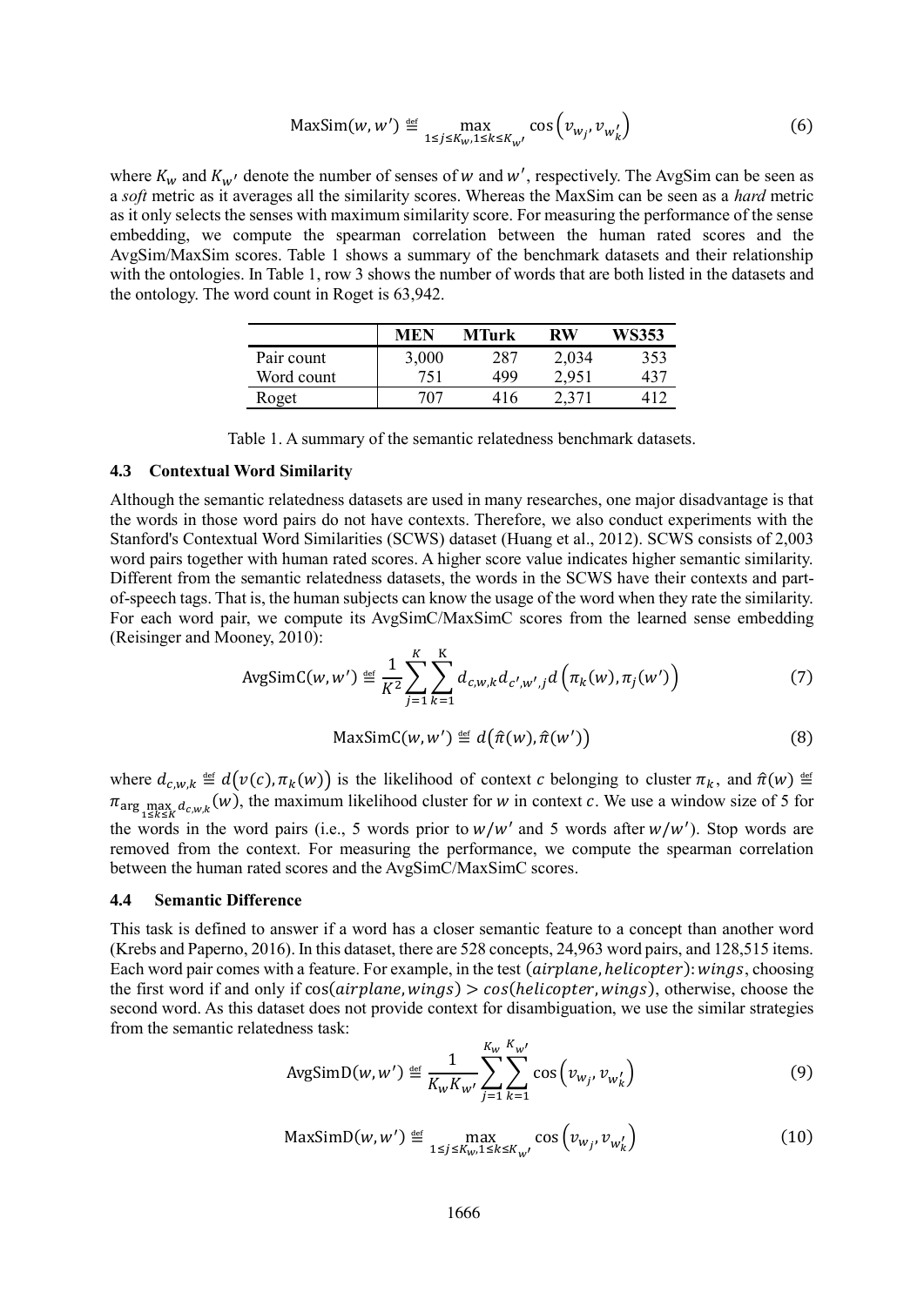$$\text{MaxSim}(w, w') \stackrel{\text{def}}{=} \max_{1 \le j \le K_w, 1 \le k \le K_{w'}} \cos\left(v_{w_j}, v_{w'_k}\right) \tag{6}$$

where $K_w$ and $K_{w'}$ denote the number of senses of $w$ and $w'$, respectively. The AvgSim can be seen as a *soft* metric as it averages all the similarity scores. Whereas the MaxSim can be seen as a *hard* metric as it only selects the senses with maximum similarity score. For measuring the performance of the sense embedding, we compute the spearman correlation between the human rated scores and the AvgSim/MaxSim scores. Table 1 shows a summary of the benchmark datasets and their relationship with the ontologies. In Table 1, row 3 shows the number of words that are both listed in the datasets and the ontology. The word count in Roget is 63,942.

| | MEN | MTurk | RW | WS353 |
|---|---|---|---|---|
| Pair count | 3,000 | 287 | 2,034 | 353 |
| Word count | 751 | 499 | 2,951 | 437 |
| Roget | 707 | 416 | 2,371 | 412 |

Table 1. A summary of the semantic relatedness benchmark datasets.

### 4.3 Contextual Word Similarity

Although the semantic relatedness datasets are used in many researches, one major disadvantage is that the words in those word pairs do not have contexts. Therefore, we also conduct experiments with the Stanford's Contextual Word Similarities (SCWS) dataset (Huang et al., 2012). SCWS consists of 2,003 word pairs together with human rated scores. A higher score value indicates higher semantic similarity. Different from the semantic relatedness datasets, the words in the SCWS have their contexts and part-of-speech tags. That is, the human subjects can know the usage of the word when they rate the similarity. For each word pair, we compute its AvgSimC/MaxSimC scores from the learned sense embedding (Reisinger and Mooney, 2010):

$$\text{AvgSimC}(w, w') \stackrel{\text{def}}{=} \frac{1}{K^2} \sum_{j=1}^{K} \sum_{k=1}^{K} d_{c,w,k} d_{c',w',j} d\left(\pi_k(w), \pi_j(w')\right) \tag{7}$$

$$\text{MaxSimC}(w, w') \stackrel{\text{def}}{=} d\left(\hat{\pi}(w), \hat{\pi}(w')\right) \tag{8}$$

where $d_{c,w,k} \stackrel{\text{def}}{=} d\left(v(c), \pi_k(w)\right)$ is the likelihood of context $c$ belonging to cluster $\pi_k$, and $\hat{\pi}(w) \stackrel{\text{def}}{=} \pi_{\arg\max_{1 \le k \le K} d_{c,w,k}}(w)$, the maximum likelihood cluster for $w$ in context $c$. We use a window size of 5 for the words in the word pairs (i.e., 5 words prior to $w/w'$ and 5 words after $w/w'$). Stop words are removed from the context. For measuring the performance, we compute the spearman correlation between the human rated scores and the AvgSimC/MaxSimC scores.

### 4.4 Semantic Difference

This task is defined to answer if a word has a closer semantic feature to a concept than another word (Krebs and Paperno, 2016). In this dataset, there are 528 concepts, 24,963 word pairs, and 128,515 items. Each word pair comes with a feature. For example, in the test $(airplane, helicopter){:}\, wings$, choosing the first word if and only if $\cos(airplane, wings) > cos(helicopter, wings)$, otherwise, choose the second word. As this dataset does not provide context for disambiguation, we use the similar strategies from the semantic relatedness task:

$$\text{AvgSimD}(w, w') \stackrel{\text{def}}{=} \frac{1}{K_w K_{w'}} \sum_{j=1}^{K_w} \sum_{k=1}^{K_{w'}} \cos\left(v_{w_j}, v_{w'_k}\right) \tag{9}$$

$$\text{MaxSimD}(w, w') \stackrel{\text{def}}{=} \max_{1 \le j \le K_w, 1 \le k \le K_{w'}} \cos\left(v_{w_j}, v_{w'_k}\right) \tag{10}$$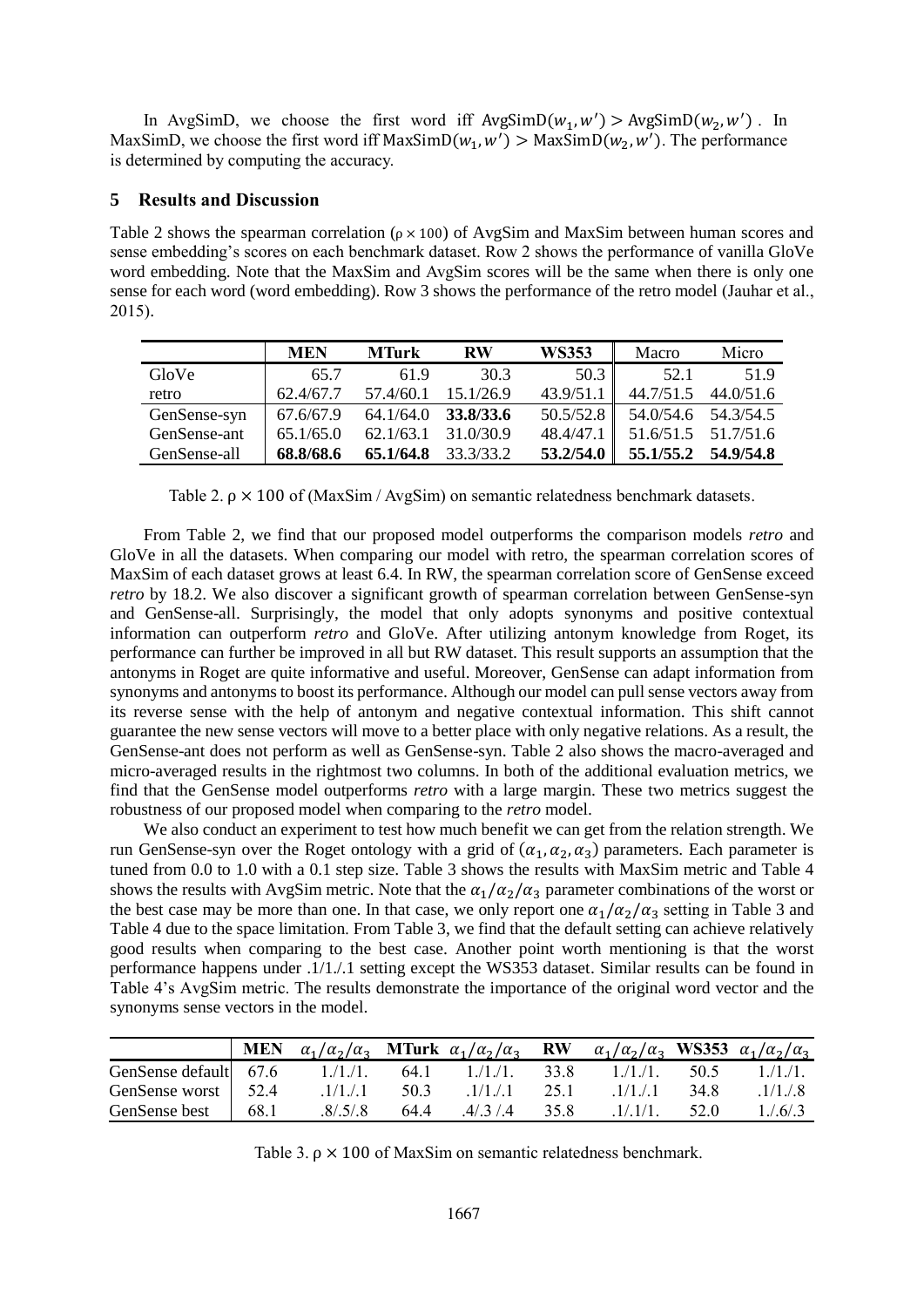In AvgSimD, we choose the first word iff $\text{AvgSimD}(w_1, w') > \text{AvgSimD}(w_2, w')$. In MaxSimD, we choose the first word iff $\text{MaxSimD}(w_1, w') > \text{MaxSimD}(w_2, w')$. The performance is determined by computing the accuracy.

## 5 Results and Discussion

Table 2 shows the spearman correlation ($\rho \times 100$) of AvgSim and MaxSim between human scores and sense embedding's scores on each benchmark dataset. Row 2 shows the performance of vanilla GloVe word embedding. Note that the MaxSim and AvgSim scores will be the same when there is only one sense for each word (word embedding). Row 3 shows the performance of the retro model (Jauhar et al., 2015).

| | **MEN** | **MTurk** | **RW** | **WS353** | Macro | Micro |
|---|---|---|---|---|---|---|
| GloVe | 65.7 | 61.9 | 30.3 | 50.3 | 52.1 | 51.9 |
| retro | 62.4/67.7 | 57.4/60.1 | 15.1/26.9 | 43.9/51.1 | 44.7/51.5 | 44.0/51.6 |
| GenSense-syn | 67.6/67.9 | 64.1/64.0 | **33.8/33.6** | 50.5/52.8 | 54.0/54.6 | 54.3/54.5 |
| GenSense-ant | 65.1/65.0 | 62.1/63.1 | 31.0/30.9 | 48.4/47.1 | 51.6/51.5 | 51.7/51.6 |
| GenSense-all | **68.8/68.6** | **65.1/64.8** | 33.3/33.2 | **53.2/54.0** | **55.1/55.2** | **54.9/54.8** |

Table 2. $\rho \times 100$ of (MaxSim / AvgSim) on semantic relatedness benchmark datasets.

From Table 2, we find that our proposed model outperforms the comparison models *retro* and GloVe in all the datasets. When comparing our model with retro, the spearman correlation scores of MaxSim of each dataset grows at least 6.4. In RW, the spearman correlation score of GenSense exceed *retro* by 18.2. We also discover a significant growth of spearman correlation between GenSense-syn and GenSense-all. Surprisingly, the model that only adopts synonyms and positive contextual information can outperform *retro* and GloVe. After utilizing antonym knowledge from Roget, its performance can further be improved in all but RW dataset. This result supports an assumption that the antonyms in Roget are quite informative and useful. Moreover, GenSense can adapt information from synonyms and antonyms to boost its performance. Although our model can pull sense vectors away from its reverse sense with the help of antonym and negative contextual information. This shift cannot guarantee the new sense vectors will move to a better place with only negative relations. As a result, the GenSense-ant does not perform as well as GenSense-syn. Table 2 also shows the macro-averaged and micro-averaged results in the rightmost two columns. In both of the additional evaluation metrics, we find that the GenSense model outperforms *retro* with a large margin. These two metrics suggest the robustness of our proposed model when comparing to the *retro* model.

We also conduct an experiment to test how much benefit we can get from the relation strength. We run GenSense-syn over the Roget ontology with a grid of $(\alpha_1, \alpha_2, \alpha_3)$ parameters. Each parameter is tuned from 0.0 to 1.0 with a 0.1 step size. Table 3 shows the results with MaxSim metric and Table 4 shows the results with AvgSim metric. Note that the $\alpha_1/\alpha_2/\alpha_3$ parameter combinations of the worst or the best case may be more than one. In that case, we only report one $\alpha_1/\alpha_2/\alpha_3$ setting in Table 3 and Table 4 due to the space limitation. From Table 3, we find that the default setting can achieve relatively good results when comparing to the best case. Another point worth mentioning is that the worst performance happens under .1/1./.1 setting except the WS353 dataset. Similar results can be found in Table 4's AvgSim metric. The results demonstrate the importance of the original word vector and the synonyms sense vectors in the model.

| | **MEN** | $\alpha_1/\alpha_2/\alpha_3$ | **MTurk** | $\alpha_1/\alpha_2/\alpha_3$ | **RW** | $\alpha_1/\alpha_2/\alpha_3$ | **WS353** | $\alpha_1/\alpha_2/\alpha_3$ |
|---|---|---|---|---|---|---|---|---|
| GenSense default | 67.6 | 1./1./1. | 64.1 | 1./1./1. | 33.8 | 1./1./1. | 50.5 | 1./1./1. |
| GenSense worst | 52.4 | .1/1./.1 | 50.3 | .1/1./.1 | 25.1 | .1/1./.1 | 34.8 | .1/1./.8 |
| GenSense best | 68.1 | .8/.5/.8 | 64.4 | .4/.3 /.4 | 35.8 | .1/.1/1. | 52.0 | 1./.6/.3 |

Table 3. $\rho \times 100$ of MaxSim on semantic relatedness benchmark.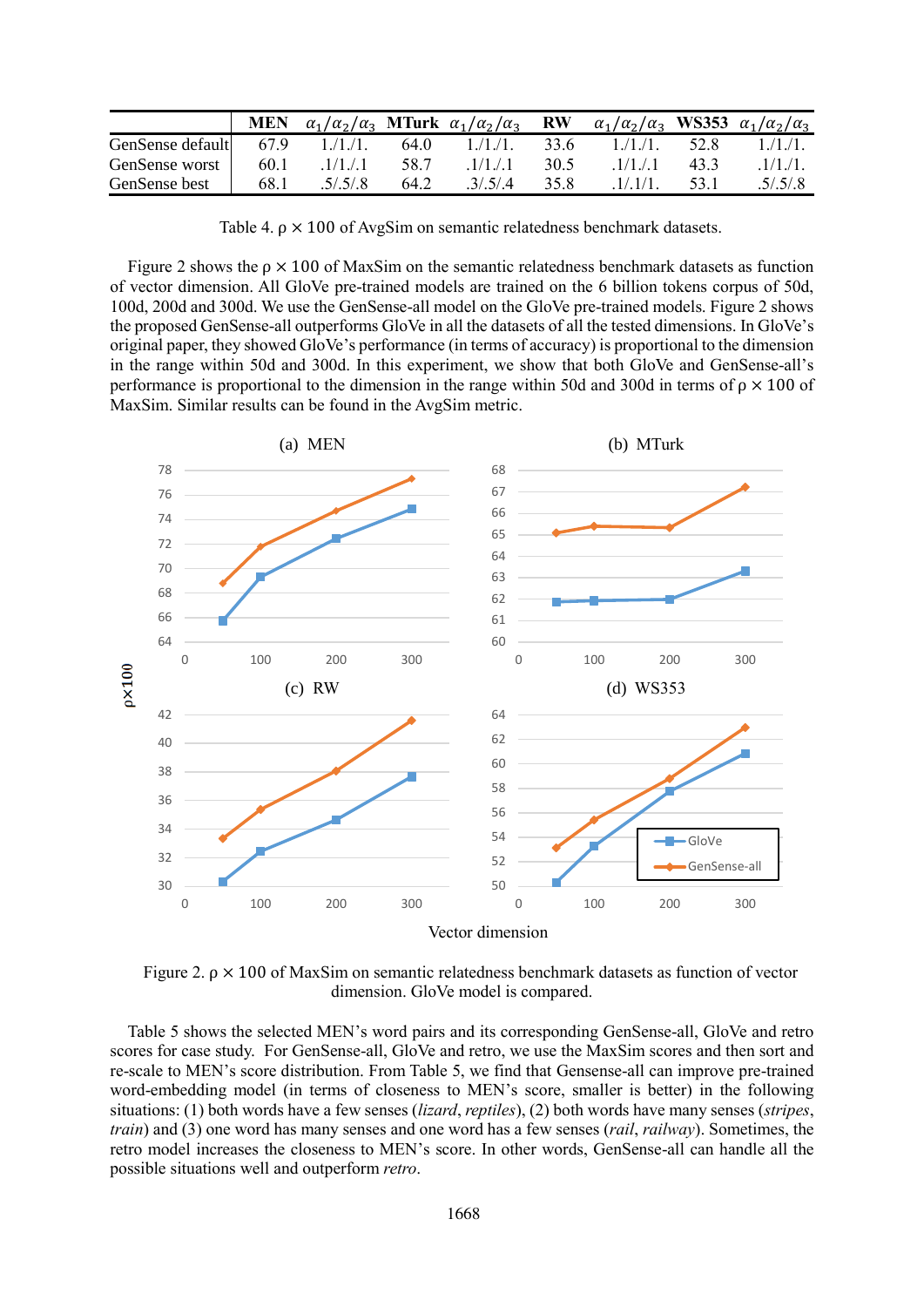| | MEN | $\alpha_1/\alpha_2/\alpha_3$ | MTurk | $\alpha_1/\alpha_2/\alpha_3$ | RW | $\alpha_1/\alpha_2/\alpha_3$ | WS353 | $\alpha_1/\alpha_2/\alpha_3$ |
|---|---|---|---|---|---|---|---|---|
| GenSense default | 67.9 | 1./1./1. | 64.0 | 1./1./1. | 33.6 | 1./1./1. | 52.8 | 1./1./1. |
| GenSense worst | 60.1 | .1/1./.1 | 58.7 | .1/1./.1 | 30.5 | .1/1./.1 | 43.3 | .1/1./1. |
| GenSense best | 68.1 | .5/.5/.8 | 64.2 | .3/.5/.4 | 35.8 | .1/.1/1. | 53.1 | .5/.5/.8 |

Table 4. ρ × 100 of AvgSim on semantic relatedness benchmark datasets.

Figure 2 shows the ρ × 100 of MaxSim on the semantic relatedness benchmark datasets as function of vector dimension. All GloVe pre-trained models are trained on the 6 billion tokens corpus of 50d, 100d, 200d and 300d. We use the GenSense-all model on the GloVe pre-trained models. Figure 2 shows the proposed GenSense-all outperforms GloVe in all the datasets of all the tested dimensions. In GloVe's original paper, they showed GloVe's performance (in terms of accuracy) is proportional to the dimension in the range within 50d and 300d. In this experiment, we show that both GloVe and GenSense-all's performance is proportional to the dimension in the range within 50d and 300d in terms of ρ × 100 of MaxSim. Similar results can be found in the AvgSim metric.

Figure 2. ρ × 100 of MaxSim on semantic relatedness benchmark datasets as function of vector dimension. GloVe model is compared.

Table 5 shows the selected MEN's word pairs and its corresponding GenSense-all, GloVe and retro scores for case study. For GenSense-all, GloVe and retro, we use the MaxSim scores and then sort and re-scale to MEN's score distribution. From Table 5, we find that Gensense-all can improve pre-trained word-embedding model (in terms of closeness to MEN's score, smaller is better) in the following situations: (1) both words have a few senses (*lizard*, *reptiles*), (2) both words have many senses (*stripes*, *train*) and (3) one word has many senses and one word has a few senses (*rail*, *railway*). Sometimes, the retro model increases the closeness to MEN's score. In other words, GenSense-all can handle all the possible situations well and outperform *retro*.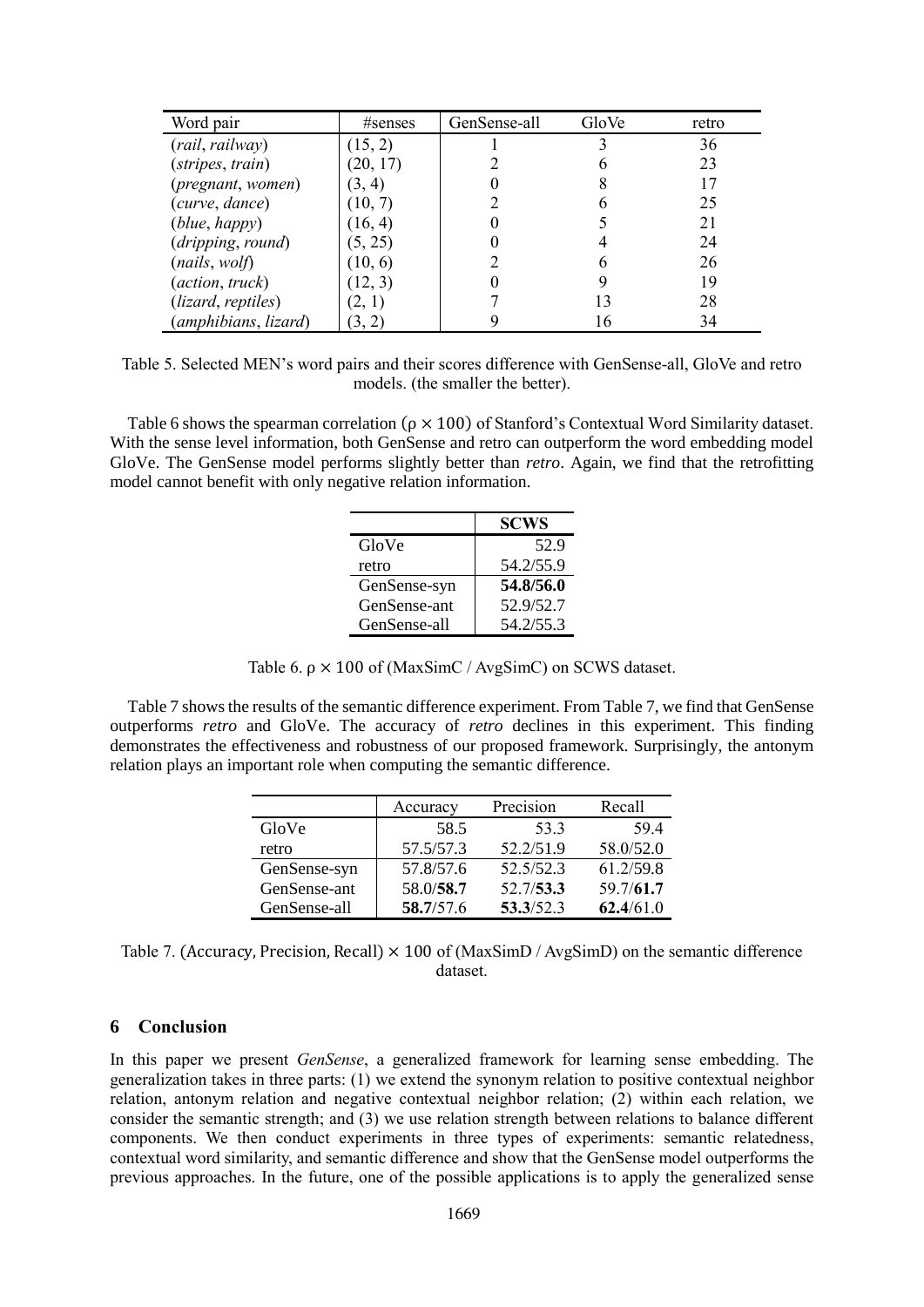| Word pair | #senses | GenSense-all | GloVe | retro |
|---|---|---|---|---|
| (*rail*, *railway*) | (15, 2) | 1 | 3 | 36 |
| (*stripes*, *train*) | (20, 17) | 2 | 6 | 23 |
| (*pregnant*, *women*) | (3, 4) | 0 | 8 | 17 |
| (*curve*, *dance*) | (10, 7) | 2 | 6 | 25 |
| (*blue*, *happy*) | (16, 4) | 0 | 5 | 21 |
| (*dripping*, *round*) | (5, 25) | 0 | 4 | 24 |
| (*nails*, *wolf*) | (10, 6) | 2 | 6 | 26 |
| (*action*, *truck*) | (12, 3) | 0 | 9 | 19 |
| (*lizard*, *reptiles*) | (2, 1) | 7 | 13 | 28 |
| (*amphibians*, *lizard*) | (3, 2) | 9 | 16 | 34 |

Table 5. Selected MEN's word pairs and their scores difference with GenSense-all, GloVe and retro models. (the smaller the better).

Table 6 shows the spearman correlation ($\rho \times 100$) of Stanford's Contextual Word Similarity dataset. With the sense level information, both GenSense and retro can outperform the word embedding model GloVe. The GenSense model performs slightly better than *retro*. Again, we find that the retrofitting model cannot benefit with only negative relation information.

| | **SCWS** |
|---|---|
| GloVe | 52.9 |
| retro | 54.2/55.9 |
| GenSense-syn | **54.8/56.0** |
| GenSense-ant | 52.9/52.7 |
| GenSense-all | 54.2/55.3 |

Table 6. $\rho \times 100$ of (MaxSimC / AvgSimC) on SCWS dataset.

Table 7 shows the results of the semantic difference experiment. From Table 7, we find that GenSense outperforms *retro* and GloVe. The accuracy of *retro* declines in this experiment. This finding demonstrates the effectiveness and robustness of our proposed framework. Surprisingly, the antonym relation plays an important role when computing the semantic difference.

| | Accuracy | Precision | Recall |
|---|---|---|---|
| GloVe | 58.5 | 53.3 | 59.4 |
| retro | 57.5/57.3 | 52.2/51.9 | 58.0/52.0 |
| GenSense-syn | 57.8/57.6 | 52.5/52.3 | 61.2/59.8 |
| GenSense-ant | 58.0/**58.7** | 52.7/**53.3** | 59.7/**61.7** |
| GenSense-all | **58.7**/57.6 | **53.3**/52.3 | **62.4**/61.0 |

Table 7. $(\text{Accuracy}, \text{Precision}, \text{Recall}) \times 100$ of (MaxSimD / AvgSimD) on the semantic difference dataset.

## 6 Conclusion

In this paper we present *GenSense*, a generalized framework for learning sense embedding. The generalization takes in three parts: (1) we extend the synonym relation to positive contextual neighbor relation, antonym relation and negative contextual neighbor relation; (2) within each relation, we consider the semantic strength; and (3) we use relation strength between relations to balance different components. We then conduct experiments in three types of experiments: semantic relatedness, contextual word similarity, and semantic difference and show that the GenSense model outperforms the previous approaches. In the future, one of the possible applications is to apply the generalized sense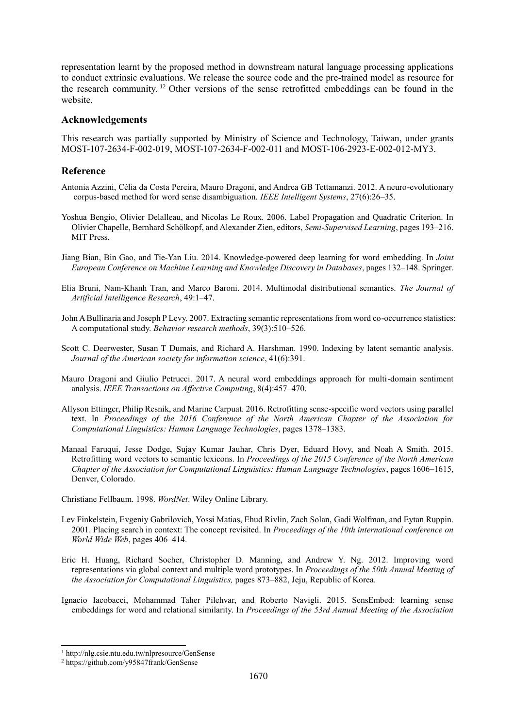representation learnt by the proposed method in downstream natural language processing applications to conduct extrinsic evaluations. We release the source code and the pre-trained model as resource for the research community. [1,2] Other versions of the sense retrofitted embeddings can be found in the website.

## Acknowledgements

This research was partially supported by Ministry of Science and Technology, Taiwan, under grants MOST-107-2634-F-002-019, MOST-107-2634-F-002-011 and MOST-106-2923-E-002-012-MY3.

## Reference

Antonia Azzini, Célia da Costa Pereira, Mauro Dragoni, and Andrea GB Tettamanzi. 2012. A neuro-evolutionary corpus-based method for word sense disambiguation. *IEEE Intelligent Systems*, 27(6):26–35.

Yoshua Bengio, Olivier Delalleau, and Nicolas Le Roux. 2006. Label Propagation and Quadratic Criterion. In Olivier Chapelle, Bernhard Schölkopf, and Alexander Zien, editors, *Semi-Supervised Learning*, pages 193–216. MIT Press.

Jiang Bian, Bin Gao, and Tie-Yan Liu. 2014. Knowledge-powered deep learning for word embedding. In *Joint European Conference on Machine Learning and Knowledge Discovery in Databases*, pages 132–148. Springer.

Elia Bruni, Nam-Khanh Tran, and Marco Baroni. 2014. Multimodal distributional semantics. *The Journal of Artificial Intelligence Research*, 49:1–47.

John A Bullinaria and Joseph P Levy. 2007. Extracting semantic representations from word co-occurrence statistics: A computational study. *Behavior research methods*, 39(3):510–526.

Scott C. Deerwester, Susan T Dumais, and Richard A. Harshman. 1990. Indexing by latent semantic analysis. *Journal of the American society for information science*, 41(6):391.

Mauro Dragoni and Giulio Petrucci. 2017. A neural word embeddings approach for multi-domain sentiment analysis. *IEEE Transactions on Affective Computing*, 8(4):457–470.

Allyson Ettinger, Philip Resnik, and Marine Carpuat. 2016. Retrofitting sense-specific word vectors using parallel text. In *Proceedings of the 2016 Conference of the North American Chapter of the Association for Computational Linguistics: Human Language Technologies*, pages 1378–1383.

Manaal Faruqui, Jesse Dodge, Sujay Kumar Jauhar, Chris Dyer, Eduard Hovy, and Noah A Smith. 2015. Retrofitting word vectors to semantic lexicons. In *Proceedings of the 2015 Conference of the North American Chapter of the Association for Computational Linguistics: Human Language Technologies*, pages 1606–1615, Denver, Colorado.

Christiane Fellbaum. 1998. *WordNet*. Wiley Online Library.

Lev Finkelstein, Evgeniy Gabrilovich, Yossi Matias, Ehud Rivlin, Zach Solan, Gadi Wolfman, and Eytan Ruppin. 2001. Placing search in context: The concept revisited. In *Proceedings of the 10th international conference on World Wide Web*, pages 406–414.

Eric H. Huang, Richard Socher, Christopher D. Manning, and Andrew Y. Ng. 2012. Improving word representations via global context and multiple word prototypes. In *Proceedings of the 50th Annual Meeting of the Association for Computational Linguistics,* pages 873–882, Jeju, Republic of Korea.

Ignacio Iacobacci, Mohammad Taher Pilehvar, and Roberto Navigli. 2015. SensEmbed: learning sense embeddings for word and relational similarity. In *Proceedings of the 53rd Annual Meeting of the Association*

[1] http://nlg.csie.ntu.edu.tw/nlpresource/GenSense

[2] https://github.com/y95847frank/GenSense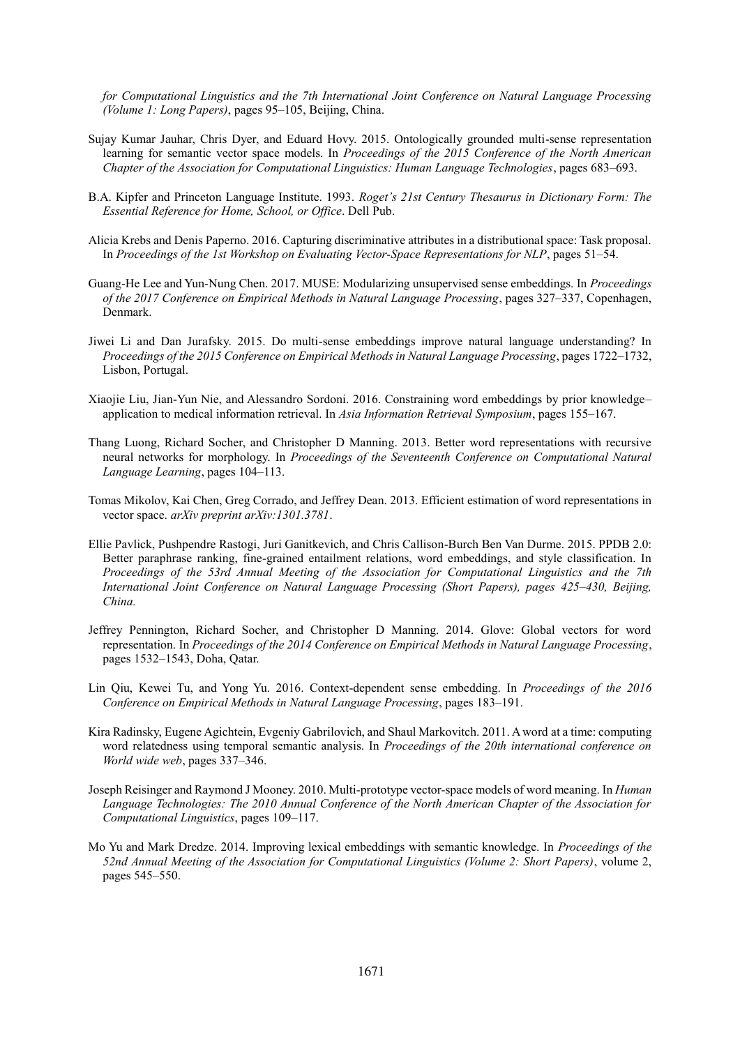*for Computational Linguistics and the 7th International Joint Conference on Natural Language Processing (Volume 1: Long Papers)*, pages 95–105, Beijing, China.

Sujay Kumar Jauhar, Chris Dyer, and Eduard Hovy. 2015. Ontologically grounded multi-sense representation learning for semantic vector space models. In *Proceedings of the 2015 Conference of the North American Chapter of the Association for Computational Linguistics: Human Language Technologies*, pages 683–693.

B.A. Kipfer and Princeton Language Institute. 1993. *Roget's 21st Century Thesaurus in Dictionary Form: The Essential Reference for Home, School, or Office*. Dell Pub.

Alicia Krebs and Denis Paperno. 2016. Capturing discriminative attributes in a distributional space: Task proposal. In *Proceedings of the 1st Workshop on Evaluating Vector-Space Representations for NLP*, pages 51–54.

Guang-He Lee and Yun-Nung Chen. 2017. MUSE: Modularizing unsupervised sense embeddings. In *Proceedings of the 2017 Conference on Empirical Methods in Natural Language Processing*, pages 327–337, Copenhagen, Denmark.

Jiwei Li and Dan Jurafsky. 2015. Do multi-sense embeddings improve natural language understanding? In *Proceedings of the 2015 Conference on Empirical Methods in Natural Language Processing*, pages 1722–1732, Lisbon, Portugal.

Xiaojie Liu, Jian-Yun Nie, and Alessandro Sordoni. 2016. Constraining word embeddings by prior knowledge–application to medical information retrieval. In *Asia Information Retrieval Symposium*, pages 155–167.

Thang Luong, Richard Socher, and Christopher D Manning. 2013. Better word representations with recursive neural networks for morphology. In *Proceedings of the Seventeenth Conference on Computational Natural Language Learning*, pages 104–113.

Tomas Mikolov, Kai Chen, Greg Corrado, and Jeffrey Dean. 2013. Efficient estimation of word representations in vector space. *arXiv preprint arXiv:1301.3781*.

Ellie Pavlick, Pushpendre Rastogi, Juri Ganitkevich, and Chris Callison-Burch Ben Van Durme. 2015. PPDB 2.0: Better paraphrase ranking, fine-grained entailment relations, word embeddings, and style classification. In *Proceedings of the 53rd Annual Meeting of the Association for Computational Linguistics and the 7th International Joint Conference on Natural Language Processing (Short Papers), pages 425–430, Beijing, China.*

Jeffrey Pennington, Richard Socher, and Christopher D Manning. 2014. Glove: Global vectors for word representation. In *Proceedings of the 2014 Conference on Empirical Methods in Natural Language Processing*, pages 1532–1543, Doha, Qatar.

Lin Qiu, Kewei Tu, and Yong Yu. 2016. Context-dependent sense embedding. In *Proceedings of the 2016 Conference on Empirical Methods in Natural Language Processing*, pages 183–191.

Kira Radinsky, Eugene Agichtein, Evgeniy Gabrilovich, and Shaul Markovitch. 2011. A word at a time: computing word relatedness using temporal semantic analysis. In *Proceedings of the 20th international conference on World wide web*, pages 337–346.

Joseph Reisinger and Raymond J Mooney. 2010. Multi-prototype vector-space models of word meaning. In *Human Language Technologies: The 2010 Annual Conference of the North American Chapter of the Association for Computational Linguistics*, pages 109–117.

Mo Yu and Mark Dredze. 2014. Improving lexical embeddings with semantic knowledge. In *Proceedings of the 52nd Annual Meeting of the Association for Computational Linguistics (Volume 2: Short Papers)*, volume 2, pages 545–550.